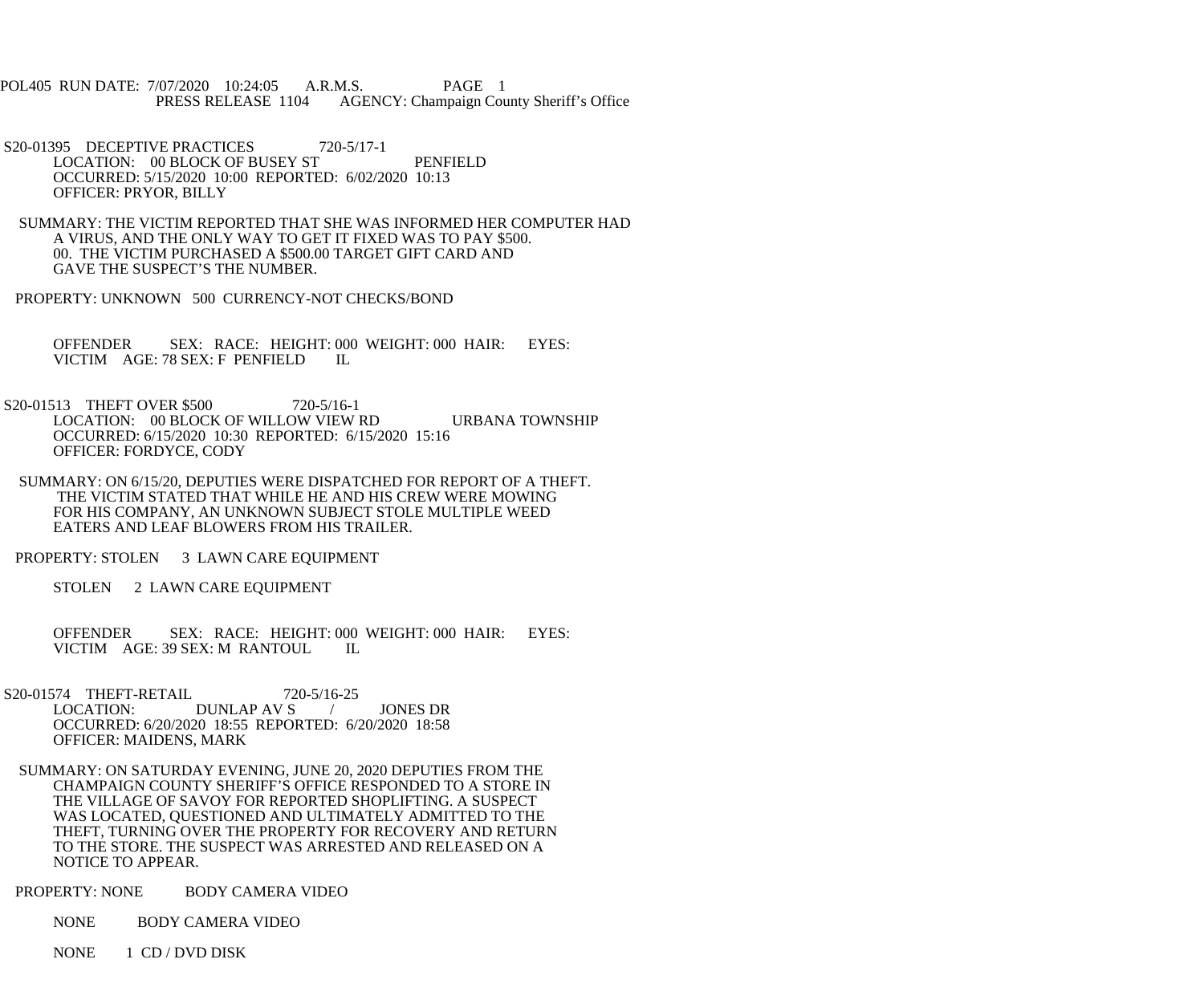POL405 RUN DATE: 7/07/2020 10:24:05 A.R.M.S. PAGE 1
PRESS RELEASE 1104 AGENCY: Champaign County Sheriff's Office

S20-01395 DECEPTIVE PRACTICES 720-5/17-1
LOCATION: 00 BLOCK OF BUSEY ST PENFIELD
OCCURRED: 5/15/2020 10:00 REPORTED: 6/02/2020 10:13
OFFICER: PRYOR, BILLY

SUMMARY: THE VICTIM REPORTED THAT SHE WAS INFORMED HER COMPUTER HAD A VIRUS, AND THE ONLY WAY TO GET IT FIXED WAS TO PAY $500. 00. THE VICTIM PURCHASED A $500.00 TARGET GIFT CARD AND GAVE THE SUSPECT'S THE NUMBER.

PROPERTY: UNKNOWN 500 CURRENCY-NOT CHECKS/BOND

OFFENDER SEX: RACE: HEIGHT: 000 WEIGHT: 000 HAIR: EYES:
VICTIM AGE: 78 SEX: F PENFIELD IL

S20-01513 THEFT OVER $500 720-5/16-1
LOCATION: 00 BLOCK OF WILLOW VIEW RD URBANA TOWNSHIP
OCCURRED: 6/15/2020 10:30 REPORTED: 6/15/2020 15:16
OFFICER: FORDYCE, CODY

SUMMARY: ON 6/15/20, DEPUTIES WERE DISPATCHED FOR REPORT OF A THEFT. THE VICTIM STATED THAT WHILE HE AND HIS CREW WERE MOWING FOR HIS COMPANY, AN UNKNOWN SUBJECT STOLE MULTIPLE WEED EATERS AND LEAF BLOWERS FROM HIS TRAILER.

PROPERTY: STOLEN 3 LAWN CARE EQUIPMENT

STOLEN 2 LAWN CARE EQUIPMENT

OFFENDER SEX: RACE: HEIGHT: 000 WEIGHT: 000 HAIR: EYES:
VICTIM AGE: 39 SEX: M RANTOUL IL

S20-01574 THEFT-RETAIL 720-5/16-25
LOCATION: DUNLAP AV S / JONES DR
OCCURRED: 6/20/2020 18:55 REPORTED: 6/20/2020 18:58
OFFICER: MAIDENS, MARK

SUMMARY: ON SATURDAY EVENING, JUNE 20, 2020 DEPUTIES FROM THE CHAMPAIGN COUNTY SHERIFF'S OFFICE RESPONDED TO A STORE IN THE VILLAGE OF SAVOY FOR REPORTED SHOPLIFTING. A SUSPECT WAS LOCATED, QUESTIONED AND ULTIMATELY ADMITTED TO THE THEFT, TURNING OVER THE PROPERTY FOR RECOVERY AND RETURN TO THE STORE. THE SUSPECT WAS ARRESTED AND RELEASED ON A NOTICE TO APPEAR.

PROPERTY: NONE BODY CAMERA VIDEO

NONE BODY CAMERA VIDEO

NONE 1 CD / DVD DISK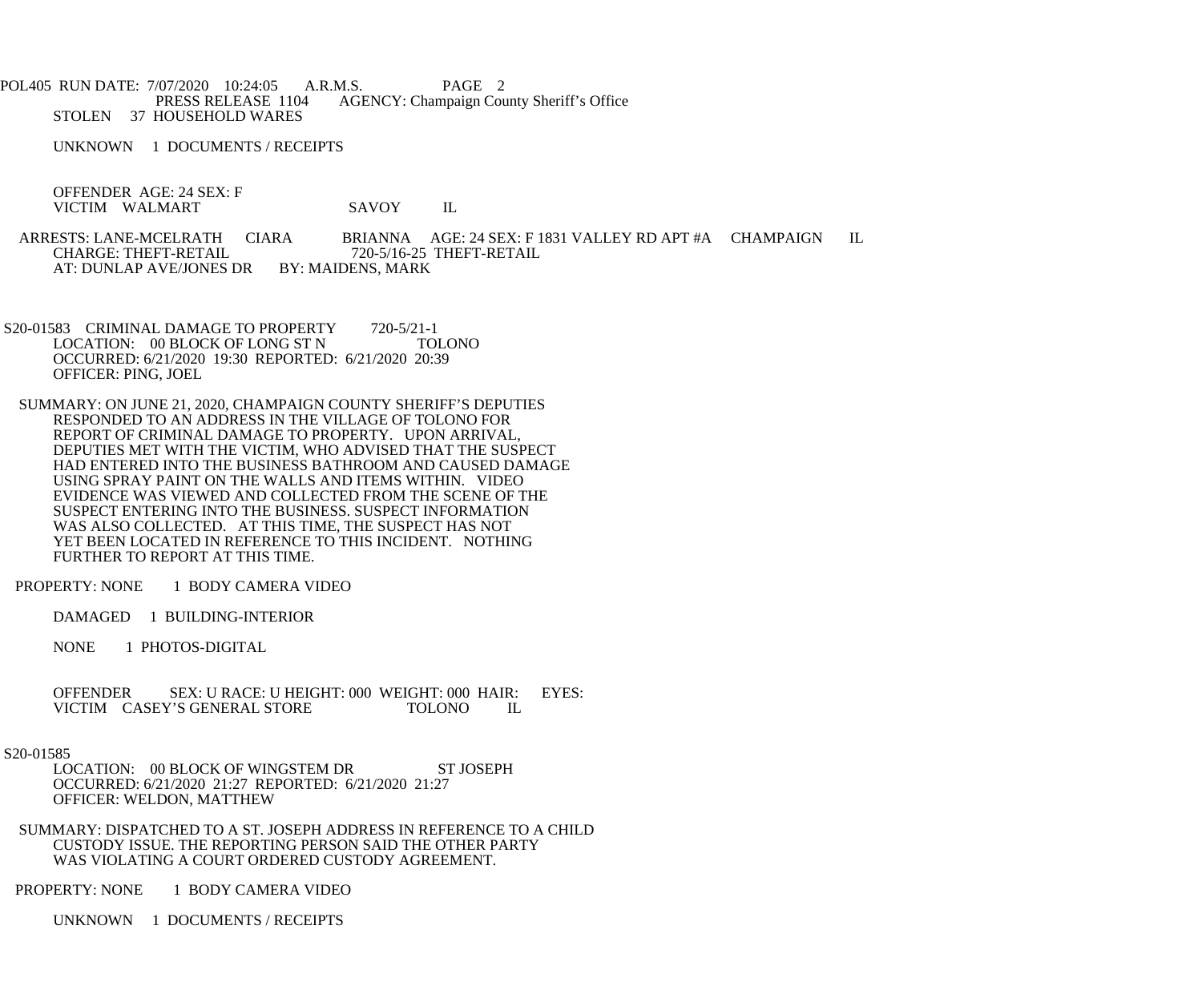STOLEN 37 HOUSEHOLD WARES

UNKNOWN 1 DOCUMENTS / RECEIPTS

OFFENDER AGE: 24 SEX: F
VICTIM WALMART SAVOY IL

ARRESTS: LANE-MCELRATH CIARA BRIANNA AGE: 24 SEX: F 1831 VALLEY RD APT #A CHAMPAIGN IL
CHARGE: THEFT-RETAIL 720-5/16-25 THEFT-RETAIL
AT: DUNLAP AVE/JONES DR BY: MAIDENS, MARK

S20-01583 CRIMINAL DAMAGE TO PROPERTY 720-5/21-1
LOCATION: 00 BLOCK OF LONG ST N TOLONO
OCCURRED: 6/21/2020 19:30 REPORTED: 6/21/2020 20:39
OFFICER: PING, JOEL

SUMMARY: ON JUNE 21, 2020, CHAMPAIGN COUNTY SHERIFF'S DEPUTIES RESPONDED TO AN ADDRESS IN THE VILLAGE OF TOLONO FOR REPORT OF CRIMINAL DAMAGE TO PROPERTY. UPON ARRIVAL, DEPUTIES MET WITH THE VICTIM, WHO ADVISED THAT THE SUSPECT HAD ENTERED INTO THE BUSINESS BATHROOM AND CAUSED DAMAGE USING SPRAY PAINT ON THE WALLS AND ITEMS WITHIN. VIDEO EVIDENCE WAS VIEWED AND COLLECTED FROM THE SCENE OF THE SUSPECT ENTERING INTO THE BUSINESS. SUSPECT INFORMATION WAS ALSO COLLECTED. AT THIS TIME, THE SUSPECT HAS NOT YET BEEN LOCATED IN REFERENCE TO THIS INCIDENT. NOTHING FURTHER TO REPORT AT THIS TIME.

PROPERTY: NONE 1 BODY CAMERA VIDEO

DAMAGED 1 BUILDING-INTERIOR

NONE 1 PHOTOS-DIGITAL

OFFENDER SEX: U RACE: U HEIGHT: 000 WEIGHT: 000 HAIR: EYES:
VICTIM CASEY'S GENERAL STORE TOLONO IL

S20-01585
LOCATION: 00 BLOCK OF WINGSTEM DR ST JOSEPH
OCCURRED: 6/21/2020 21:27 REPORTED: 6/21/2020 21:27
OFFICER: WELDON, MATTHEW

SUMMARY: DISPATCHED TO A ST. JOSEPH ADDRESS IN REFERENCE TO A CHILD CUSTODY ISSUE. THE REPORTING PERSON SAID THE OTHER PARTY WAS VIOLATING A COURT ORDERED CUSTODY AGREEMENT.

PROPERTY: NONE 1 BODY CAMERA VIDEO

UNKNOWN 1 DOCUMENTS / RECEIPTS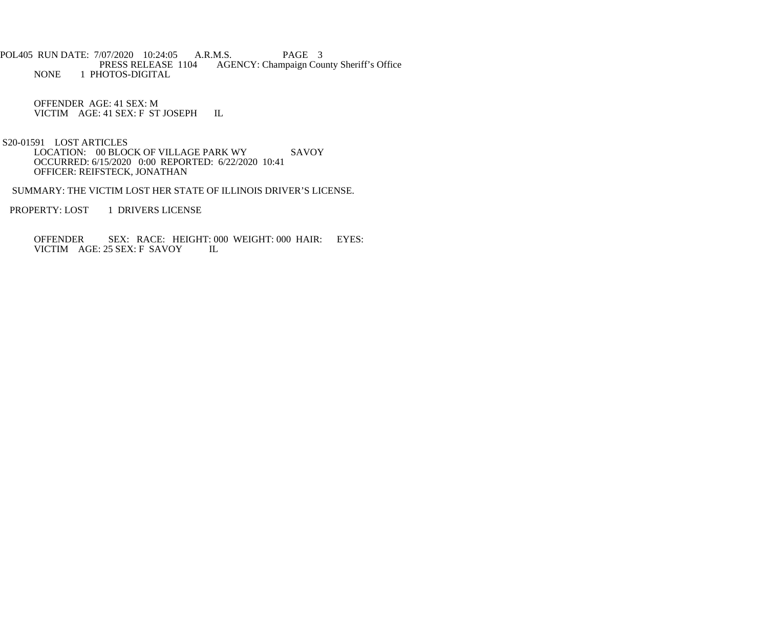NONE 1 PHOTOS-DIGITAL

OFFENDER AGE: 41 SEX: M
VICTIM AGE: 41 SEX: F ST JOSEPH IL

S20-01591 LOST ARTICLES
LOCATION: 00 BLOCK OF VILLAGE PARK WY SAVOY
OCCURRED: 6/15/2020 0:00 REPORTED: 6/22/2020 10:41
OFFICER: REIFSTECK, JONATHAN

SUMMARY: THE VICTIM LOST HER STATE OF ILLINOIS DRIVER'S LICENSE.

PROPERTY: LOST 1 DRIVERS LICENSE

OFFENDER SEX: RACE: HEIGHT: 000 WEIGHT: 000 HAIR: EYES:
VICTIM AGE: 25 SEX: F SAVOY IL